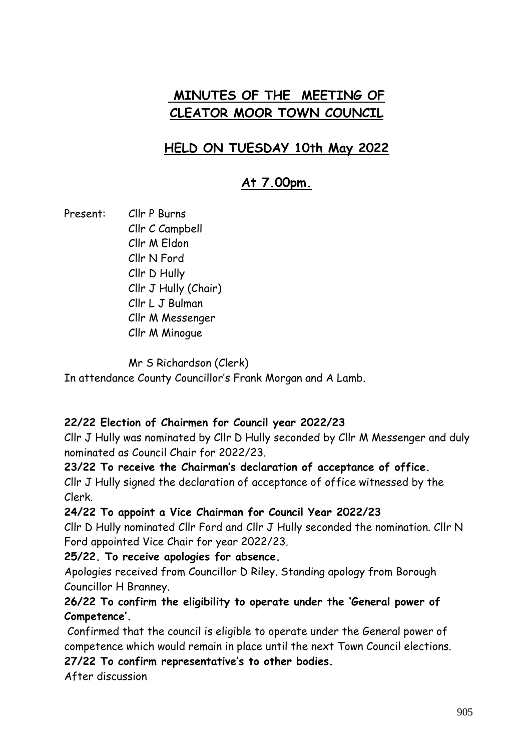# MINUTES OF THE MEETING OF CLEATOR MOOR TOWN COUNCIL

## HELD ON TUESDAY 10th May 2022

## At 7.00pm.

Present: Cllr P Burns
Cllr C Campbell
Cllr M Eldon
Cllr N Ford
Cllr D Hully
Cllr J Hully (Chair)
Cllr L J Bulman
Cllr M Messenger
Cllr M Minogue

Mr S Richardson (Clerk)
In attendance County Councillor's Frank Morgan and A Lamb.

**22/22 Election of Chairmen for Council year 2022/23**
Cllr J Hully was nominated by Cllr D Hully seconded by Cllr M Messenger and duly nominated as Council Chair for 2022/23.

**23/22 To receive the Chairman's declaration of acceptance of office.**
Cllr J Hully signed the declaration of acceptance of office witnessed by the Clerk.

**24/22 To appoint a Vice Chairman for Council Year 2022/23**
Cllr D Hully nominated Cllr Ford and Cllr J Hully seconded the nomination. Cllr N Ford appointed Vice Chair for year 2022/23.

**25/22. To receive apologies for absence.**
Apologies received from Councillor D Riley. Standing apology from Borough Councillor H Branney.

**26/22 To confirm the eligibility to operate under the 'General power of Competence'.**
Confirmed that the council is eligible to operate under the General power of competence which would remain in place until the next Town Council elections.

**27/22 To confirm representative's to other bodies.**
After discussion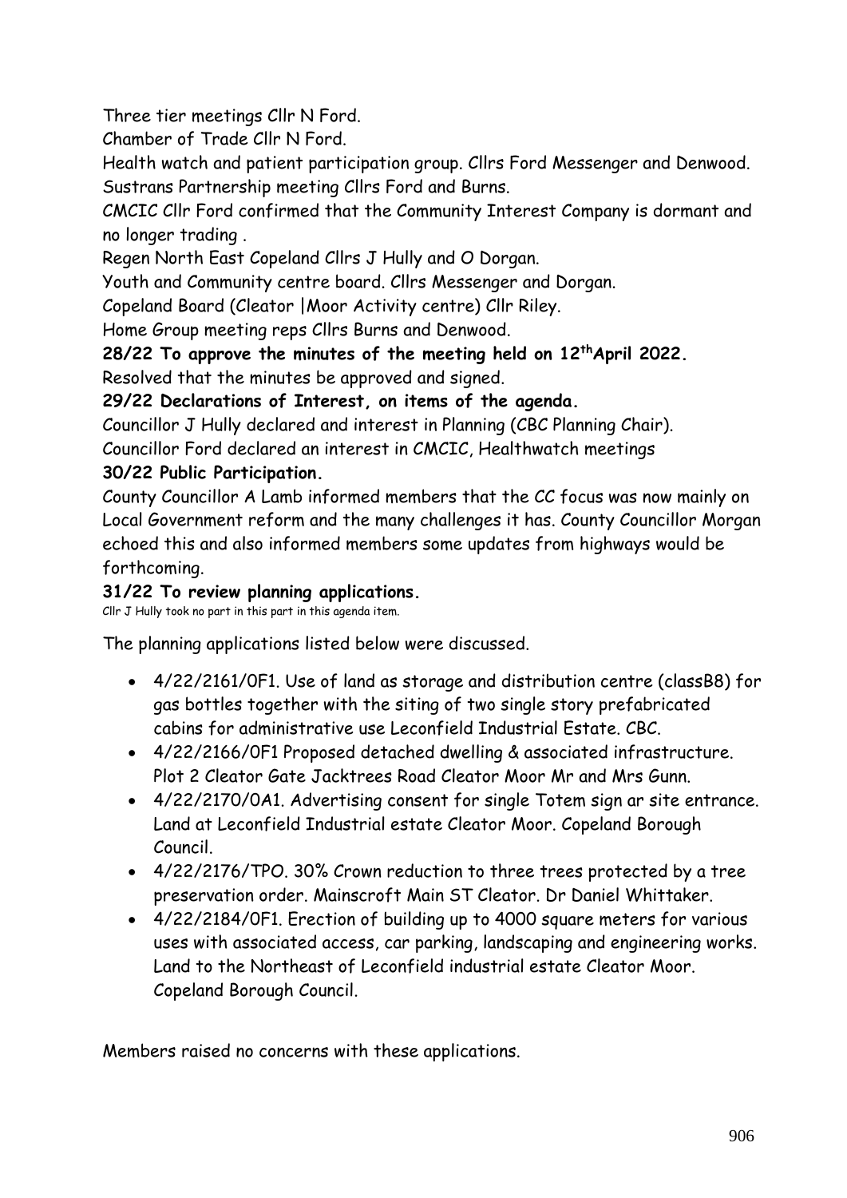Three tier meetings Cllr N Ford.

Chamber of Trade Cllr N Ford.

Health watch and patient participation group. Cllrs Ford Messenger and Denwood.

Sustrans Partnership meeting Cllrs Ford and Burns.

CMCIC Cllr Ford confirmed that the Community Interest Company is dormant and no longer trading .

Regen North East Copeland Cllrs J Hully and O Dorgan.

Youth and Community centre board. Cllrs Messenger and Dorgan.

Copeland Board (Cleator |Moor Activity centre) Cllr Riley.

Home Group meeting reps Cllrs Burns and Denwood.

**28/22 To approve the minutes of the meeting held on 12th April 2022.**

Resolved that the minutes be approved and signed.

**29/22 Declarations of Interest, on items of the agenda.**

Councillor J Hully declared and interest in Planning (CBC Planning Chair).

Councillor Ford declared an interest in CMCIC, Healthwatch meetings

**30/22 Public Participation.**

County Councillor A Lamb informed members that the CC focus was now mainly on Local Government reform and the many challenges it has. County Councillor Morgan echoed this and also informed members some updates from highways would be forthcoming.

**31/22 To review planning applications.**

Cllr J Hully took no part in this part in this agenda item.

The planning applications listed below were discussed.

- 4/22/2161/0F1. Use of land as storage and distribution centre (classB8) for gas bottles together with the siting of two single story prefabricated cabins for administrative use Leconfield Industrial Estate. CBC.
- 4/22/2166/0F1 Proposed detached dwelling & associated infrastructure. Plot 2 Cleator Gate Jacktrees Road Cleator Moor Mr and Mrs Gunn.
- 4/22/2170/0A1. Advertising consent for single Totem sign ar site entrance. Land at Leconfield Industrial estate Cleator Moor. Copeland Borough Council.
- 4/22/2176/TPO. 30% Crown reduction to three trees protected by a tree preservation order. Mainscroft Main ST Cleator. Dr Daniel Whittaker.
- 4/22/2184/0F1. Erection of building up to 4000 square meters for various uses with associated access, car parking, landscaping and engineering works. Land to the Northeast of Leconfield industrial estate Cleator Moor. Copeland Borough Council.

Members raised no concerns with these applications.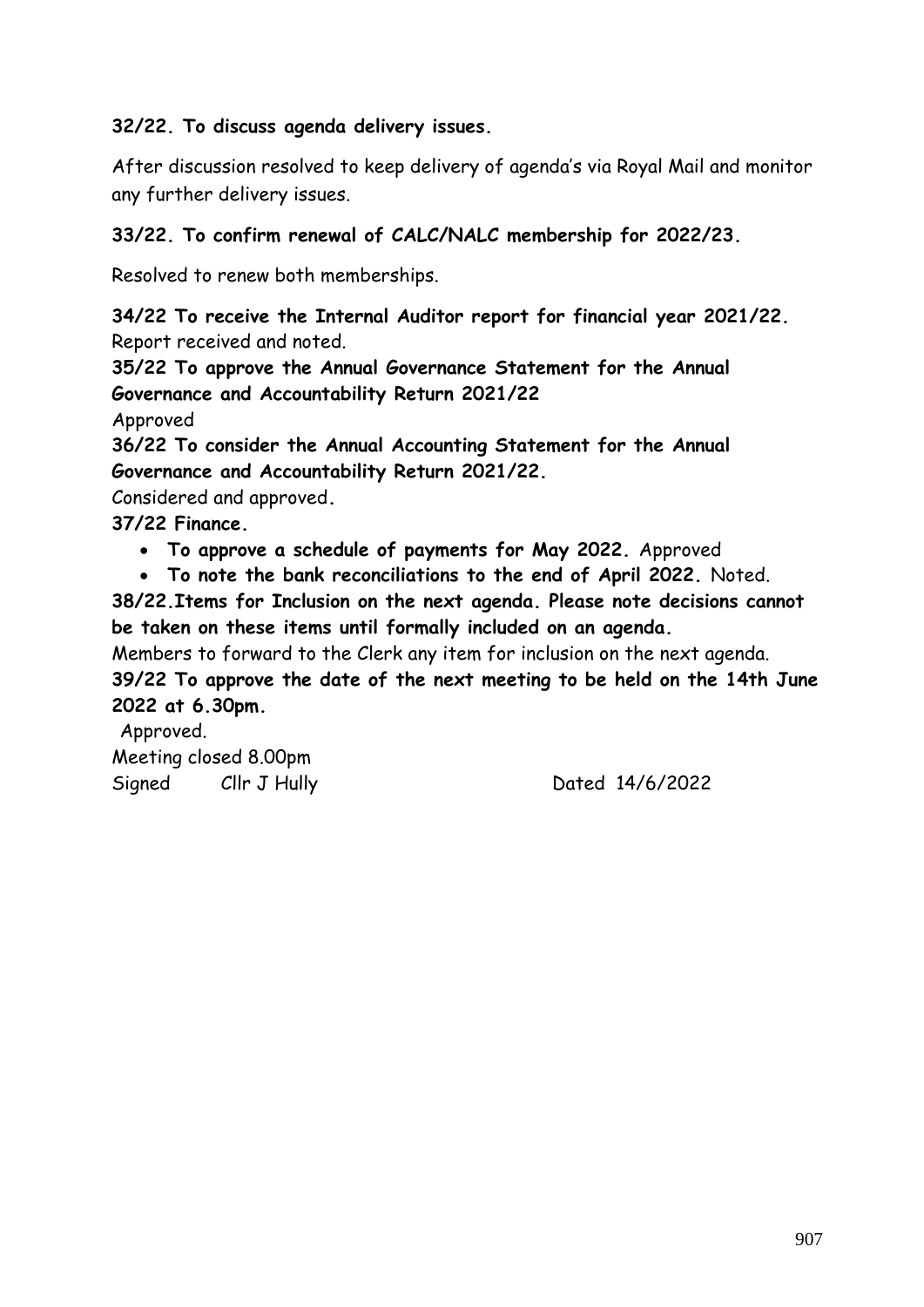**32/22. To discuss agenda delivery issues.**

After discussion resolved to keep delivery of agenda's via Royal Mail and monitor any further delivery issues.

**33/22. To confirm renewal of CALC/NALC membership for 2022/23.**

Resolved to renew both memberships.

**34/22 To receive the Internal Auditor report for financial year 2021/22.**
Report received and noted.

**35/22 To approve the Annual Governance Statement for the Annual Governance and Accountability Return 2021/22**
Approved

**36/22 To consider the Annual Accounting Statement for the Annual Governance and Accountability Return 2021/22.**
Considered and approved**.**

**37/22 Finance.**

- **To approve a schedule of payments for May 2022.** Approved
- **To note the bank reconciliations to the end of April 2022.** Noted.

**38/22.Items for Inclusion on the next agenda. Please note decisions cannot be taken on these items until formally included on an agenda.**
Members to forward to the Clerk any item for inclusion on the next agenda.

**39/22 To approve the date of the next meeting to be held on the 14th June 2022 at 6.30pm.**
Approved.

Meeting closed 8.00pm

Signed Cllr J Hully Dated 14/6/2022